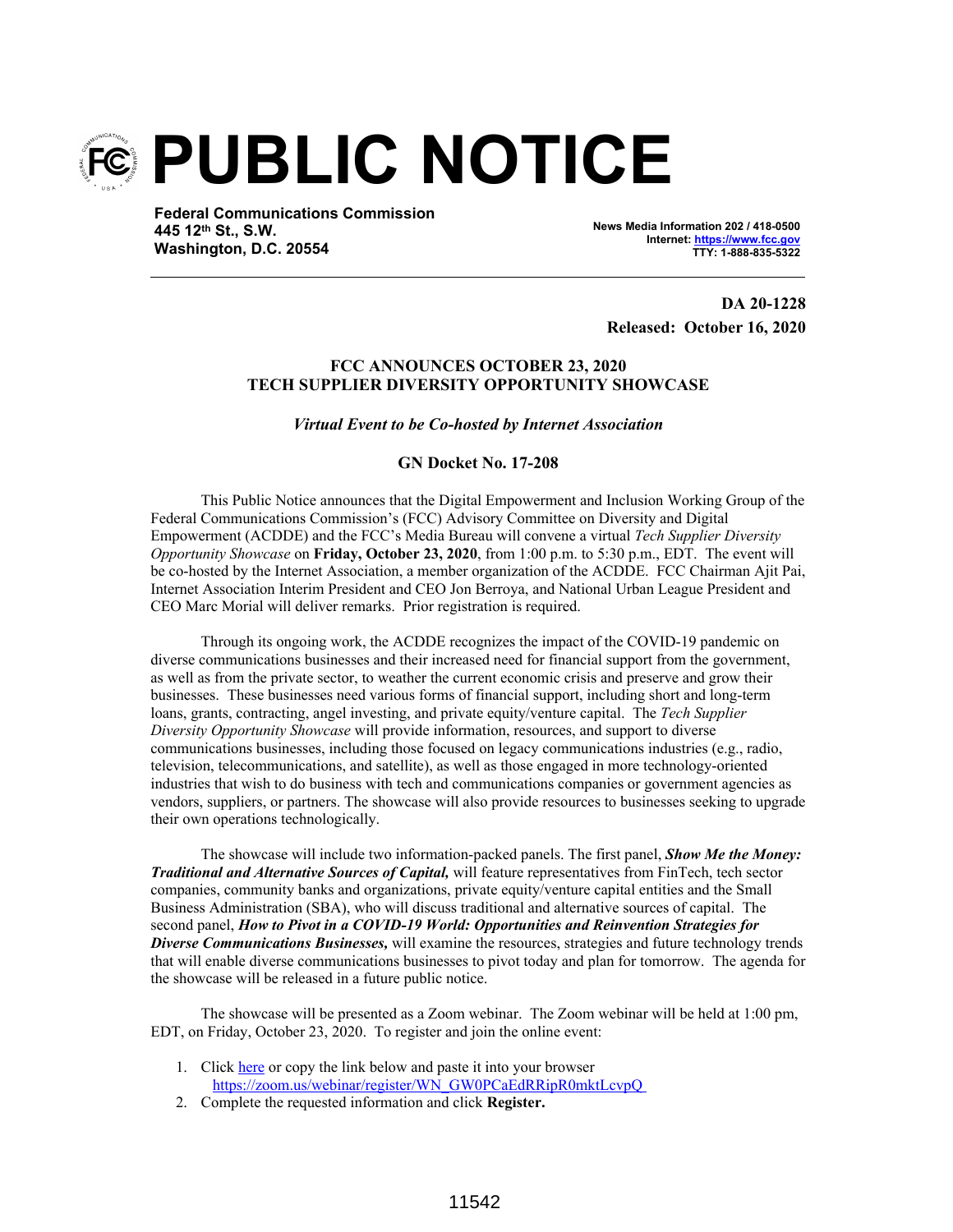# PUBLIC NOTICE

**Federal Communications Commission**
**445 12th St., S.W.**
**Washington, D.C. 20554**

**News Media Information 202 / 418-0500**
**Internet: https://www.fcc.gov**
**TTY: 1-888-835-5322**

**DA 20-1228**
**Released: October 16, 2020**

**FCC ANNOUNCES OCTOBER 23, 2020**
**TECH SUPPLIER DIVERSITY OPPORTUNITY SHOWCASE**

***Virtual Event to be Co-hosted by Internet Association***

**GN Docket No. 17-208**

This Public Notice announces that the Digital Empowerment and Inclusion Working Group of the Federal Communications Commission's (FCC) Advisory Committee on Diversity and Digital Empowerment (ACDDE) and the FCC's Media Bureau will convene a virtual *Tech Supplier Diversity Opportunity Showcase* on **Friday, October 23, 2020**, from 1:00 p.m. to 5:30 p.m., EDT. The event will be co-hosted by the Internet Association, a member organization of the ACDDE. FCC Chairman Ajit Pai, Internet Association Interim President and CEO Jon Berroya, and National Urban League President and CEO Marc Morial will deliver remarks. Prior registration is required.

Through its ongoing work, the ACDDE recognizes the impact of the COVID-19 pandemic on diverse communications businesses and their increased need for financial support from the government, as well as from the private sector, to weather the current economic crisis and preserve and grow their businesses. These businesses need various forms of financial support, including short and long-term loans, grants, contracting, angel investing, and private equity/venture capital. The *Tech Supplier Diversity Opportunity Showcase* will provide information, resources, and support to diverse communications businesses, including those focused on legacy communications industries (e.g., radio, television, telecommunications, and satellite), as well as those engaged in more technology-oriented industries that wish to do business with tech and communications companies or government agencies as vendors, suppliers, or partners. The showcase will also provide resources to businesses seeking to upgrade their own operations technologically.

The showcase will include two information-packed panels. The first panel, ***Show Me the Money: Traditional and Alternative Sources of Capital,*** will feature representatives from FinTech, tech sector companies, community banks and organizations, private equity/venture capital entities and the Small Business Administration (SBA), who will discuss traditional and alternative sources of capital. The second panel, ***How to Pivot in a COVID-19 World: Opportunities and Reinvention Strategies for Diverse Communications Businesses,*** will examine the resources, strategies and future technology trends that will enable diverse communications businesses to pivot today and plan for tomorrow. The agenda for the showcase will be released in a future public notice.

The showcase will be presented as a Zoom webinar. The Zoom webinar will be held at 1:00 pm, EDT, on Friday, October 23, 2020. To register and join the online event:

1. Click here or copy the link below and paste it into your browser https://zoom.us/webinar/register/WN_GW0PCaEdRRipR0mktLcvpQ
2. Complete the requested information and click **Register.**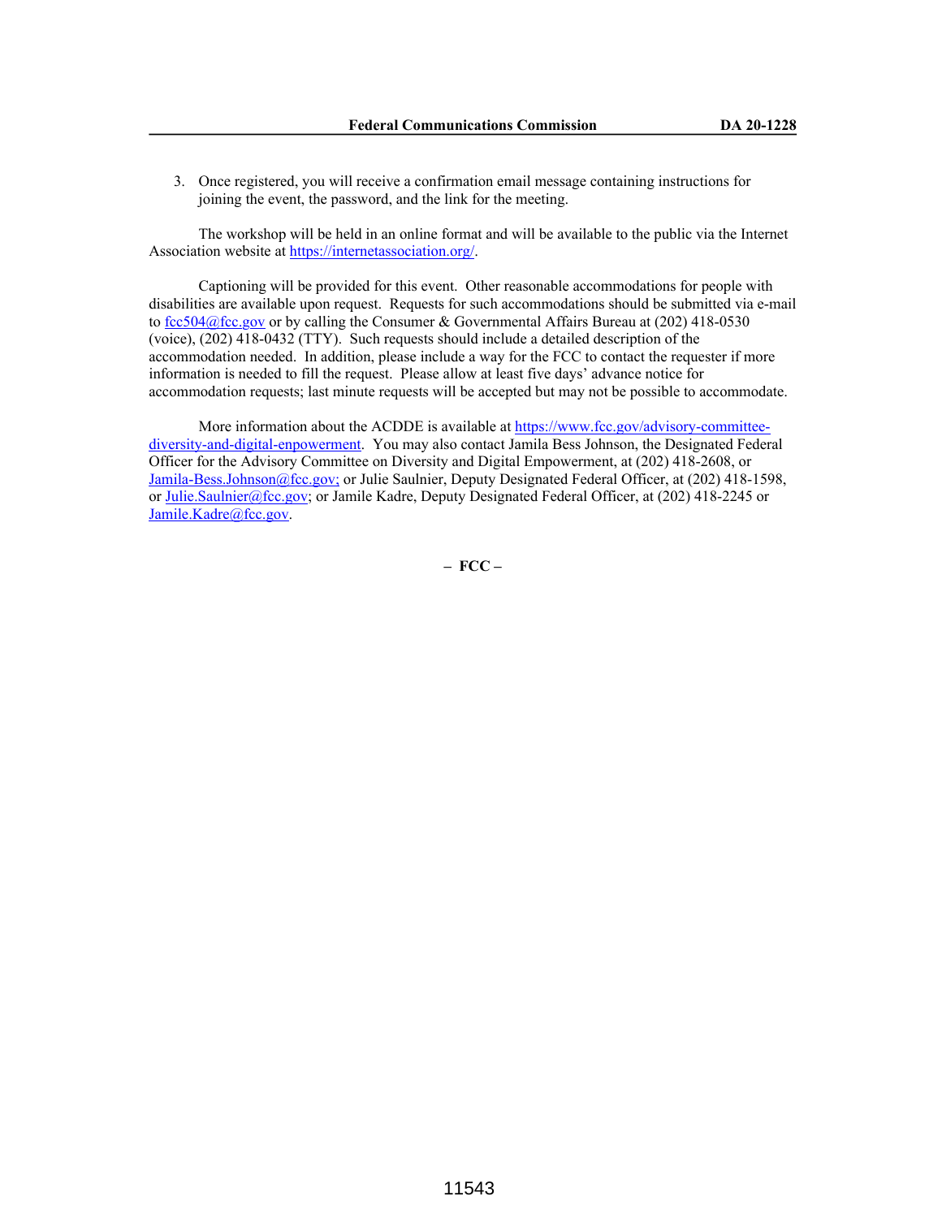3. Once registered, you will receive a confirmation email message containing instructions for joining the event, the password, and the link for the meeting.

The workshop will be held in an online format and will be available to the public via the Internet Association website at https://internetassociation.org/.

Captioning will be provided for this event. Other reasonable accommodations for people with disabilities are available upon request. Requests for such accommodations should be submitted via e-mail to fcc504@fcc.gov or by calling the Consumer & Governmental Affairs Bureau at (202) 418-0530 (voice), (202) 418-0432 (TTY). Such requests should include a detailed description of the accommodation needed. In addition, please include a way for the FCC to contact the requester if more information is needed to fill the request. Please allow at least five days' advance notice for accommodation requests; last minute requests will be accepted but may not be possible to accommodate.

More information about the ACDDE is available at https://www.fcc.gov/advisory-committee-diversity-and-digital-enpowerment. You may also contact Jamila Bess Johnson, the Designated Federal Officer for the Advisory Committee on Diversity and Digital Empowerment, at (202) 418-2608, or Jamila-Bess.Johnson@fcc.gov; or Julie Saulnier, Deputy Designated Federal Officer, at (202) 418-1598, or Julie.Saulnier@fcc.gov; or Jamile Kadre, Deputy Designated Federal Officer, at (202) 418-2245 or Jamile.Kadre@fcc.gov.

**– FCC –**